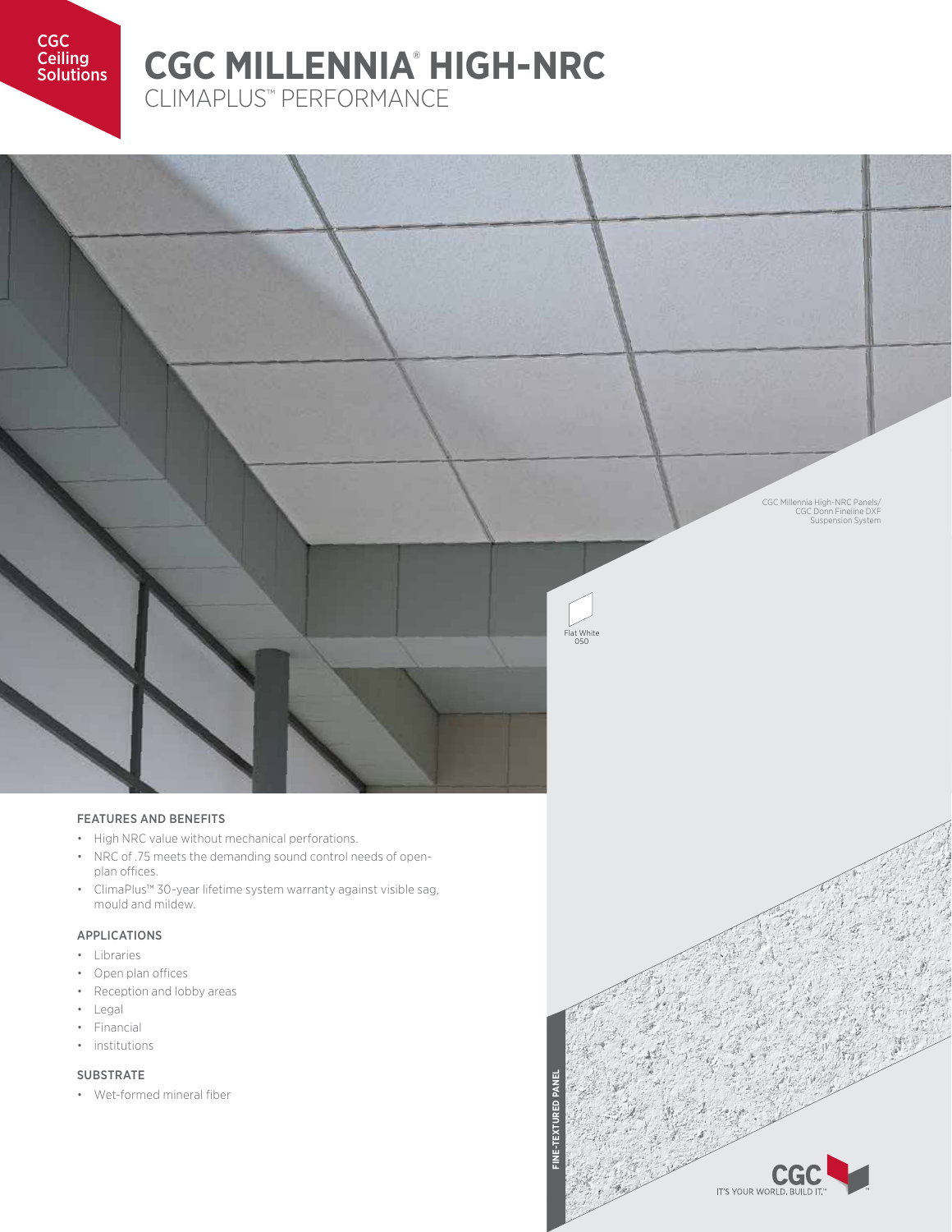CGC Ceiling Solutions

# CGC MILLENNIA® HIGH-NRC

## CLIMAPLUS™ PERFORMANCE

CGC Millennia High-NRC Panels/ CGC Donn Fineline DXF Suspension System

Flat White 050

### FEATURES AND BENEFITS

- High NRC value without mechanical perforations.
- NRC of .75 meets the demanding sound control needs of open-plan offices.
- ClimaPlus™ 30-year lifetime system warranty against visible sag, mould and mildew.

### APPLICATIONS

- Libraries
- Open plan offices
- Reception and lobby areas
- Legal
- Financial
- institutions

### SUBSTRATE

- Wet-formed mineral fiber

FINE-TEXTURED PANEL

CGC IT'S YOUR WORLD. BUILD IT.™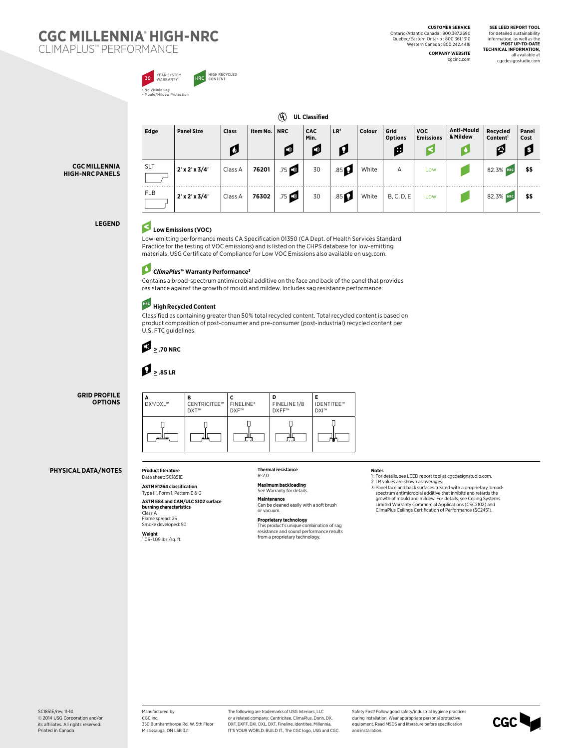# CGC MILLENNIA® HIGH-NRC

CLIMAPLUS™ PERFORMANCE

**CUSTOMER SERVICE**
Ontario/Atlantic Canada : 800.387.2690
Quebec/Eastern Ontario : 800.361.1310
Western Canada : 800.242.4418

**COMPANY WEBSITE**
cgcinc.com

**SEE LEED REPORT TOOL** for detailed sustainability information, as well as the **MOST UP-TO-DATE TECHNICAL INFORMATION,** all available at cgcdesignstudio.com

30 YEAR SYSTEM WARRANTY
HRC HIGH RECYCLED CONTENT

- No Visible Sag
- Mould/Mildew Protection

UL Classified

## CGC MILLENNIA HIGH-NRC PANELS

| Edge | Panel Size | Class | Item No. | NRC | CAC Min. | LR[2] | Colour | Grid Options | VOC Emissions | Anti-Mould & Mildew | Recycled Content[1] | Panel Cost |
|---|---|---|---|---|---|---|---|---|---|---|---|---|
| SLT | **2' x 2' x 3/4"** | Class A | **76201** | .75 | 30 | .85 | White | A | Low | | 82.3% HRC | **$$** |
| FLB | **2' x 2' x 3/4"** | Class A | **76302** | .75 | 30 | .85 | White | B, C, D, E | Low | | 82.3% HRC | **$$** |

## LEGEND

**Low Emissions (VOC)**
Low-emitting performance meets CA Specification 01350 (CA Dept. of Health Services Standard Practice for the testing of VOC emissions) and is listed on the CHPS database for low-emitting materials. USG Certificate of Compliance for Low VOC Emissions also available on usg.com.

***ClimaPlus*™ Warranty Performance[3]**
Contains a broad-spectrum antimicrobial additive on the face and back of the panel that provides resistance against the growth of mould and mildew. Includes sag resistance performance.

**High Recycled Content**
Classified as containing greater than 50% total recycled content. Total recycled content is based on product composition of post-consumer and pre-consumer (post-industrial) recycled content per U.S. FTC guidelines.

**≥ .70 NRC**

**≥ .85 LR**

## GRID PROFILE OPTIONS

| A | B | C | D | E |
|---|---|---|---|---|
| DX®/DXL™ | CENTRICITEE™ DXT™ | FINELINE® DXF™ | FINELINE 1/8 DXFF™ | IDENTITEE™ DXI™ |

## PHYSICAL DATA/NOTES

**Product literature**
Data sheet: SC1851E

**ASTM E1264 classification**
Type III, Form 1, Pattern E & G

**ASTM E84 and CAN/ULC S102 surface burning characteristics**
Class A
Flame spread: 25
Smoke developed: 50

**Weight**
1.06–1.09 lbs./sq. ft.

**Thermal resistance**
R-2.0

**Maximum backloading**
See Warranty for details.

**Maintenance**
Can be cleaned easily with a soft brush or vacuum.

**Proprietary technology**
This product's unique combination of sag resistance and sound performance results from a proprietary technology.

**Notes**
1. For details, see LEED report tool at cgcdesignstudio.com.
2. LR values are shown as averages.
3. Panel face and back surfaces treated with a proprietary, broad-spectrum antimicrobial additive that inhibits and retards the growth of mould and mildew. For details, see Ceiling Systems Limited Warranty Commercial Applications (CSC2102) and ClimaPlus Ceilings Certification of Performance (SC2451).

SC1851E/rev. 11-14
© 2014 USG Corporation and/or its affiliates. All rights reserved.
Printed in Canada

Manufactured by:
CGC Inc.
350 Burnhamthorpe Rd. W, 5th Floor
Mississauga, ON L5B 3J1

The following are trademarks of USG Interiors, LLC or a related company: Centricitee, ClimaPlus, Donn, DX, DXF, DXFF, DXI, DXL, DXT, Fineline, Identitee, Millennia, IT'S YOUR WORLD. BUILD IT., The CGC logo, USG and CGC.

Safety First! Follow good safety/industrial hygiene practices during installation. Wear appropriate personal protective equipment. Read MSDS and literature before specification and installation.

CGC